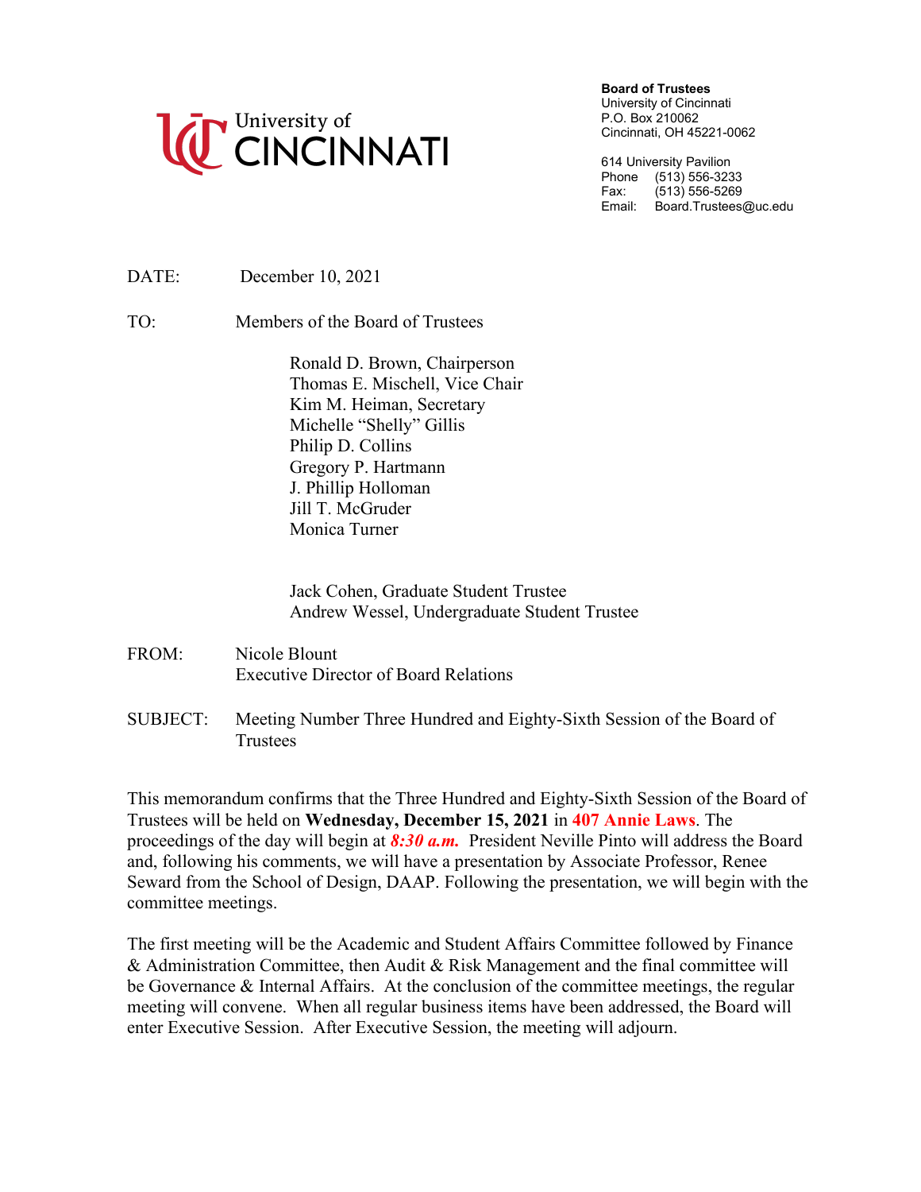University of CINCINNATI

**Board of Trustees**
University of Cincinnati
P.O. Box 210062
Cincinnati, OH 45221-0062

614 University Pavilion
Phone (513) 556-3233
Fax: (513) 556-5269
Email: Board.Trustees@uc.edu

DATE: December 10, 2021

TO: Members of the Board of Trustees

Ronald D. Brown, Chairperson
Thomas E. Mischell, Vice Chair
Kim M. Heiman, Secretary
Michelle "Shelly" Gillis
Philip D. Collins
Gregory P. Hartmann
J. Phillip Holloman
Jill T. McGruder
Monica Turner

Jack Cohen, Graduate Student Trustee
Andrew Wessel, Undergraduate Student Trustee

FROM: Nicole Blount
Executive Director of Board Relations

SUBJECT: Meeting Number Three Hundred and Eighty-Sixth Session of the Board of Trustees

This memorandum confirms that the Three Hundred and Eighty-Sixth Session of the Board of Trustees will be held on **Wednesday, December 15, 2021** in **407 Annie Laws**. The proceedings of the day will begin at ***8:30 a.m.*** President Neville Pinto will address the Board and, following his comments, we will have a presentation by Associate Professor, Renee Seward from the School of Design, DAAP. Following the presentation, we will begin with the committee meetings.

The first meeting will be the Academic and Student Affairs Committee followed by Finance & Administration Committee, then Audit & Risk Management and the final committee will be Governance & Internal Affairs. At the conclusion of the committee meetings, the regular meeting will convene. When all regular business items have been addressed, the Board will enter Executive Session. After Executive Session, the meeting will adjourn.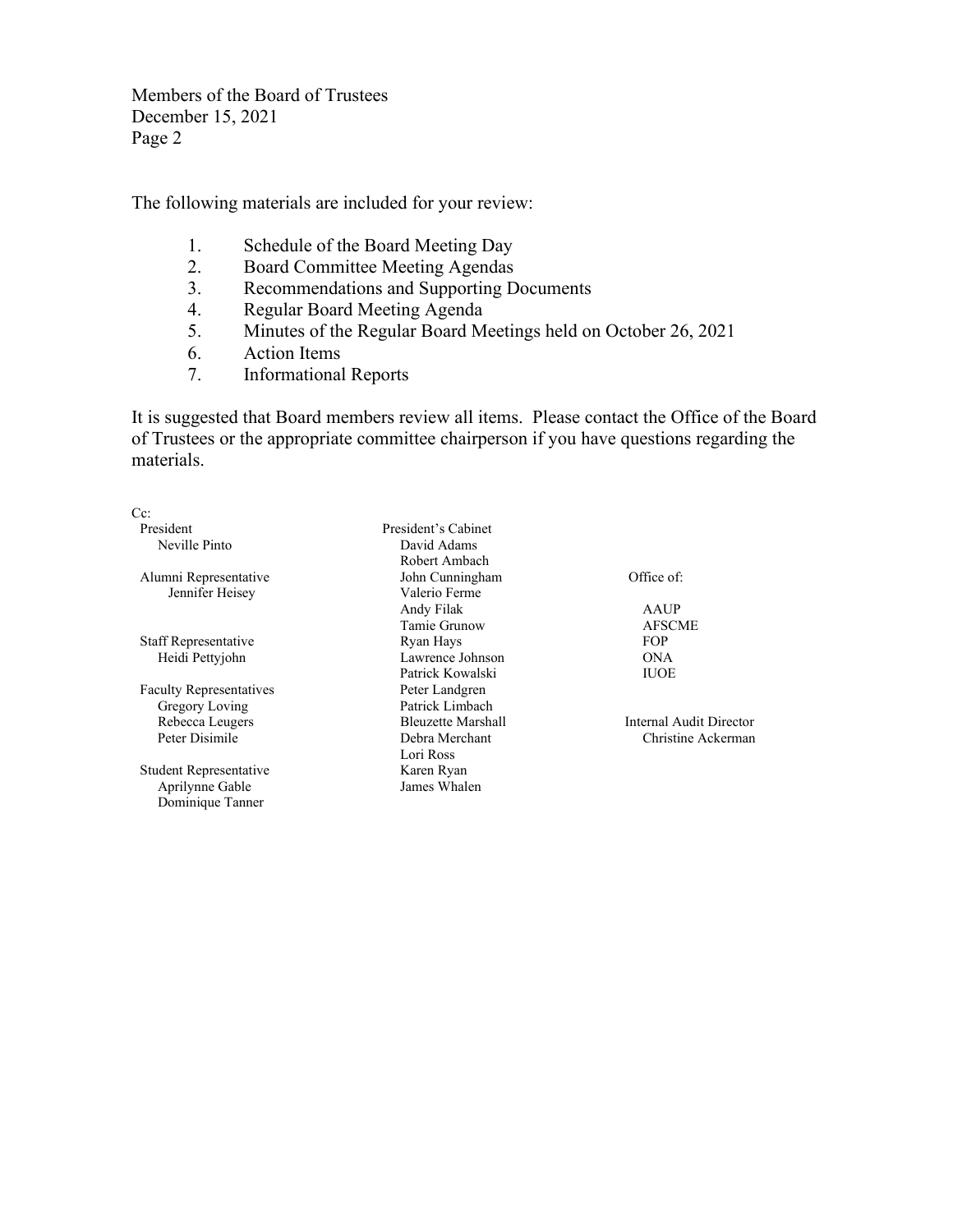The following materials are included for your review:

1. Schedule of the Board Meeting Day
2. Board Committee Meeting Agendas
3. Recommendations and Supporting Documents
4. Regular Board Meeting Agenda
5. Minutes of the Regular Board Meetings held on October 26, 2021
6. Action Items
7. Informational Reports

It is suggested that Board members review all items. Please contact the Office of the Board of Trustees or the appropriate committee chairperson if you have questions regarding the materials.

Cc:

President
Neville Pinto

Alumni Representative
Jennifer Heisey

Staff Representative
Heidi Pettyjohn

Faculty Representatives
Gregory Loving
Rebecca Leugers
Peter Disimile

Student Representative
Aprilynne Gable
Dominique Tanner

President's Cabinet
David Adams
Robert Ambach
John Cunningham
Valerio Ferme
Andy Filak
Tamie Grunow
Ryan Hays
Lawrence Johnson
Patrick Kowalski
Peter Landgren
Patrick Limbach
Bleuzette Marshall
Debra Merchant
Lori Ross
Karen Ryan
James Whalen

Office of:
AAUP
AFSCME
FOP
ONA
IUOE

Internal Audit Director
Christine Ackerman